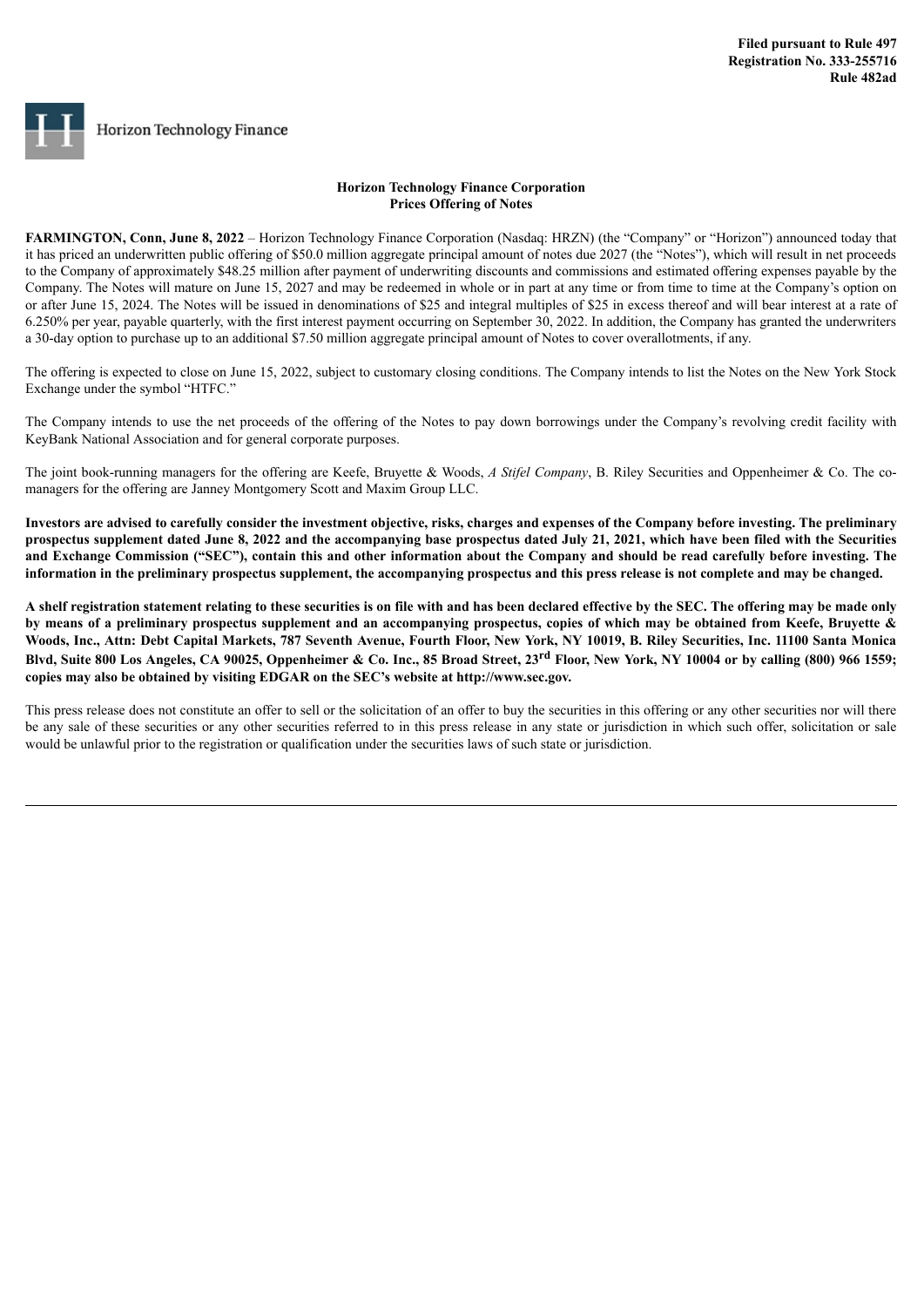**Filed pursuant to Rule 497**
**Registration No. 333-255716**
**Rule 482ad**

Horizon Technology Finance

## Horizon Technology Finance Corporation Prices Offering of Notes

**FARMINGTON, Conn, June 8, 2022** – Horizon Technology Finance Corporation (Nasdaq: HRZN) (the "Company" or "Horizon") announced today that it has priced an underwritten public offering of $50.0 million aggregate principal amount of notes due 2027 (the "Notes"), which will result in net proceeds to the Company of approximately $48.25 million after payment of underwriting discounts and commissions and estimated offering expenses payable by the Company. The Notes will mature on June 15, 2027 and may be redeemed in whole or in part at any time or from time to time at the Company's option on or after June 15, 2024. The Notes will be issued in denominations of $25 and integral multiples of $25 in excess thereof and will bear interest at a rate of 6.250% per year, payable quarterly, with the first interest payment occurring on September 30, 2022. In addition, the Company has granted the underwriters a 30-day option to purchase up to an additional $7.50 million aggregate principal amount of Notes to cover overallotments, if any.

The offering is expected to close on June 15, 2022, subject to customary closing conditions. The Company intends to list the Notes on the New York Stock Exchange under the symbol "HTFC."

The Company intends to use the net proceeds of the offering of the Notes to pay down borrowings under the Company's revolving credit facility with KeyBank National Association and for general corporate purposes.

The joint book-running managers for the offering are Keefe, Bruyette & Woods, *A Stifel Company*, B. Riley Securities and Oppenheimer & Co. The co-managers for the offering are Janney Montgomery Scott and Maxim Group LLC.

**Investors are advised to carefully consider the investment objective, risks, charges and expenses of the Company before investing. The preliminary prospectus supplement dated June 8, 2022 and the accompanying base prospectus dated July 21, 2021, which have been filed with the Securities and Exchange Commission ("SEC"), contain this and other information about the Company and should be read carefully before investing. The information in the preliminary prospectus supplement, the accompanying prospectus and this press release is not complete and may be changed.**

**A shelf registration statement relating to these securities is on file with and has been declared effective by the SEC. The offering may be made only by means of a preliminary prospectus supplement and an accompanying prospectus, copies of which may be obtained from Keefe, Bruyette & Woods, Inc., Attn: Debt Capital Markets, 787 Seventh Avenue, Fourth Floor, New York, NY 10019, B. Riley Securities, Inc. 11100 Santa Monica Blvd, Suite 800 Los Angeles, CA 90025, Oppenheimer & Co. Inc., 85 Broad Street, 23rd Floor, New York, NY 10004 or by calling (800) 966 1559; copies may also be obtained by visiting EDGAR on the SEC's website at http://www.sec.gov.**

This press release does not constitute an offer to sell or the solicitation of an offer to buy the securities in this offering or any other securities nor will there be any sale of these securities or any other securities referred to in this press release in any state or jurisdiction in which such offer, solicitation or sale would be unlawful prior to the registration or qualification under the securities laws of such state or jurisdiction.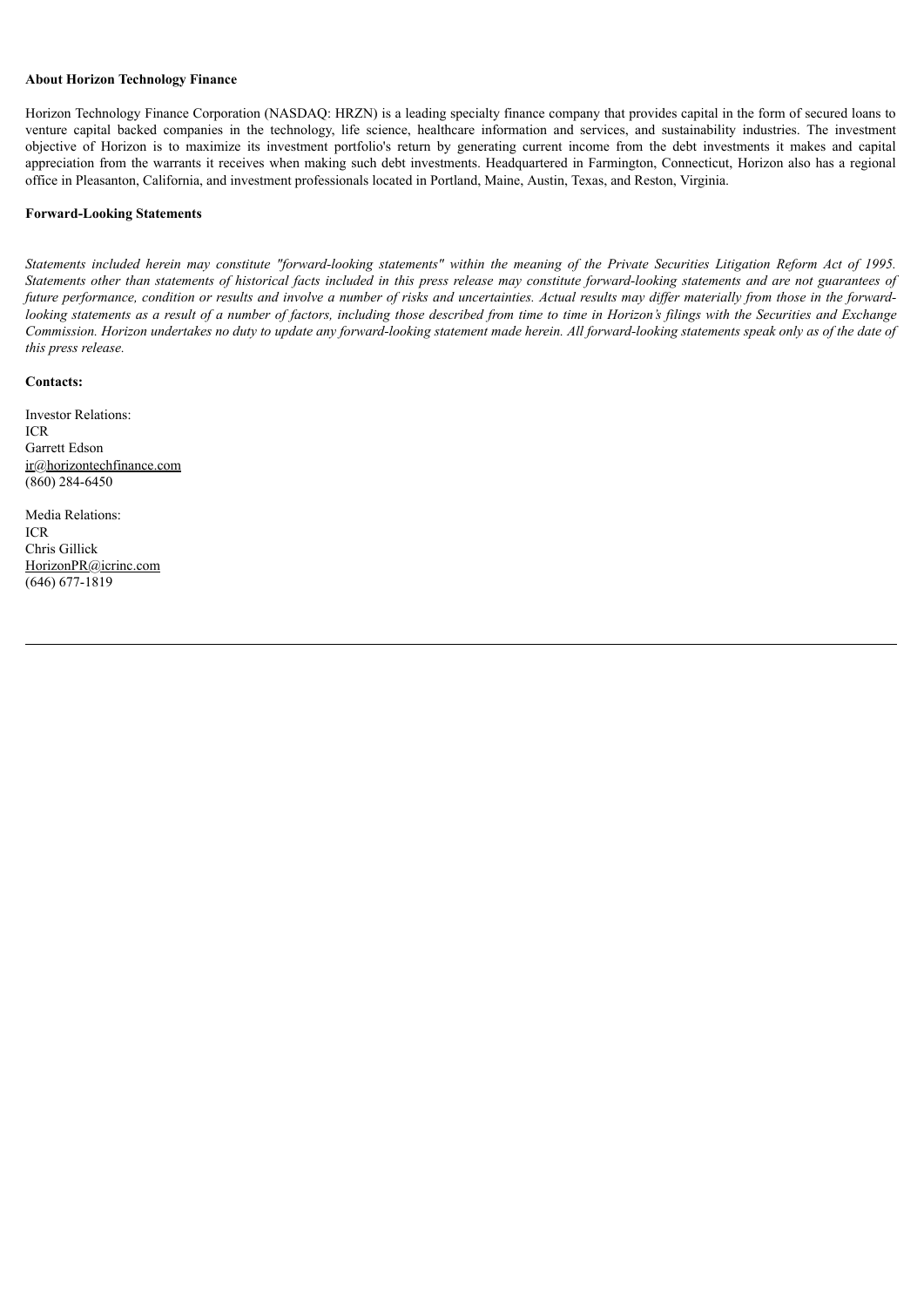**About Horizon Technology Finance**

Horizon Technology Finance Corporation (NASDAQ: HRZN) is a leading specialty finance company that provides capital in the form of secured loans to venture capital backed companies in the technology, life science, healthcare information and services, and sustainability industries. The investment objective of Horizon is to maximize its investment portfolio's return by generating current income from the debt investments it makes and capital appreciation from the warrants it receives when making such debt investments. Headquartered in Farmington, Connecticut, Horizon also has a regional office in Pleasanton, California, and investment professionals located in Portland, Maine, Austin, Texas, and Reston, Virginia.

**Forward-Looking Statements**

*Statements included herein may constitute "forward-looking statements" within the meaning of the Private Securities Litigation Reform Act of 1995. Statements other than statements of historical facts included in this press release may constitute forward-looking statements and are not guarantees of future performance, condition or results and involve a number of risks and uncertainties. Actual results may differ materially from those in the forward-looking statements as a result of a number of factors, including those described from time to time in Horizon's filings with the Securities and Exchange Commission. Horizon undertakes no duty to update any forward-looking statement made herein. All forward-looking statements speak only as of the date of this press release.*

**Contacts:**

Investor Relations:
ICR
Garrett Edson
ir@horizontechfinance.com
(860) 284-6450

Media Relations:
ICR
Chris Gillick
HorizonPR@icrinc.com
(646) 677-1819